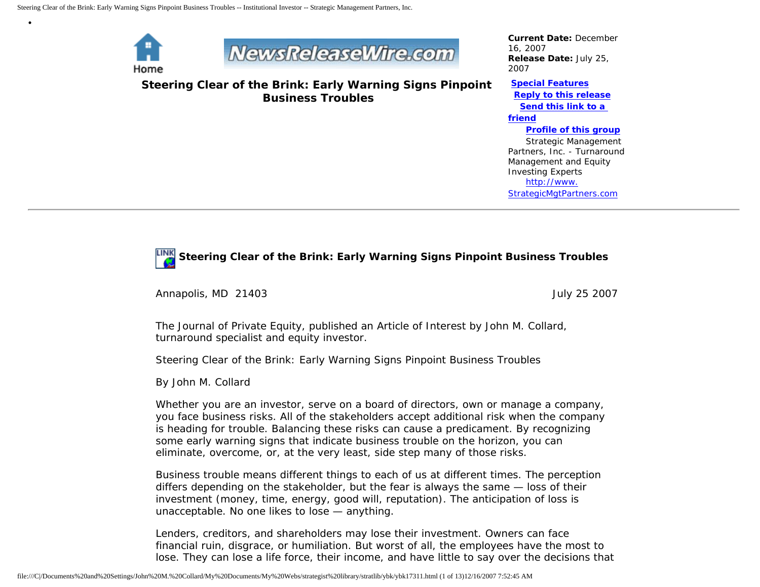Home

NewsReleaseWire.com

**Current Date:** December 16, 2007
**Release Date:** July 25, 2007

**Special Features**
**Reply to this release**
**Send this link to a friend**
**Profile of this group**

Strategic Management Partners, Inc. - Turnaround Management and Equity Investing Experts
http://www.StrategicMgtPartners.com

# Steering Clear of the Brink: Early Warning Signs Pinpoint Business Troubles

---

## Steering Clear of the Brink: Early Warning Signs Pinpoint Business Troubles

Annapolis, MD 21403 July 25 2007

The Journal of Private Equity, published an Article of Interest by John M. Collard, turnaround specialist and equity investor.

Steering Clear of the Brink: Early Warning Signs Pinpoint Business Troubles

By John M. Collard

Whether you are an investor, serve on a board of directors, own or manage a company, you face business risks. All of the stakeholders accept additional risk when the company is heading for trouble. Balancing these risks can cause a predicament. By recognizing some early warning signs that indicate business trouble on the horizon, you can eliminate, overcome, or, at the very least, side step many of those risks.

Business trouble means different things to each of us at different times. The perception differs depending on the stakeholder, but the fear is always the same — loss of their investment (money, time, energy, good will, reputation). The anticipation of loss is unacceptable. No one likes to lose — anything.

Lenders, creditors, and shareholders may lose their investment. Owners can face financial ruin, disgrace, or humiliation. But worst of all, the employees have the most to lose. They can lose a life force, their income, and have little to say over the decisions that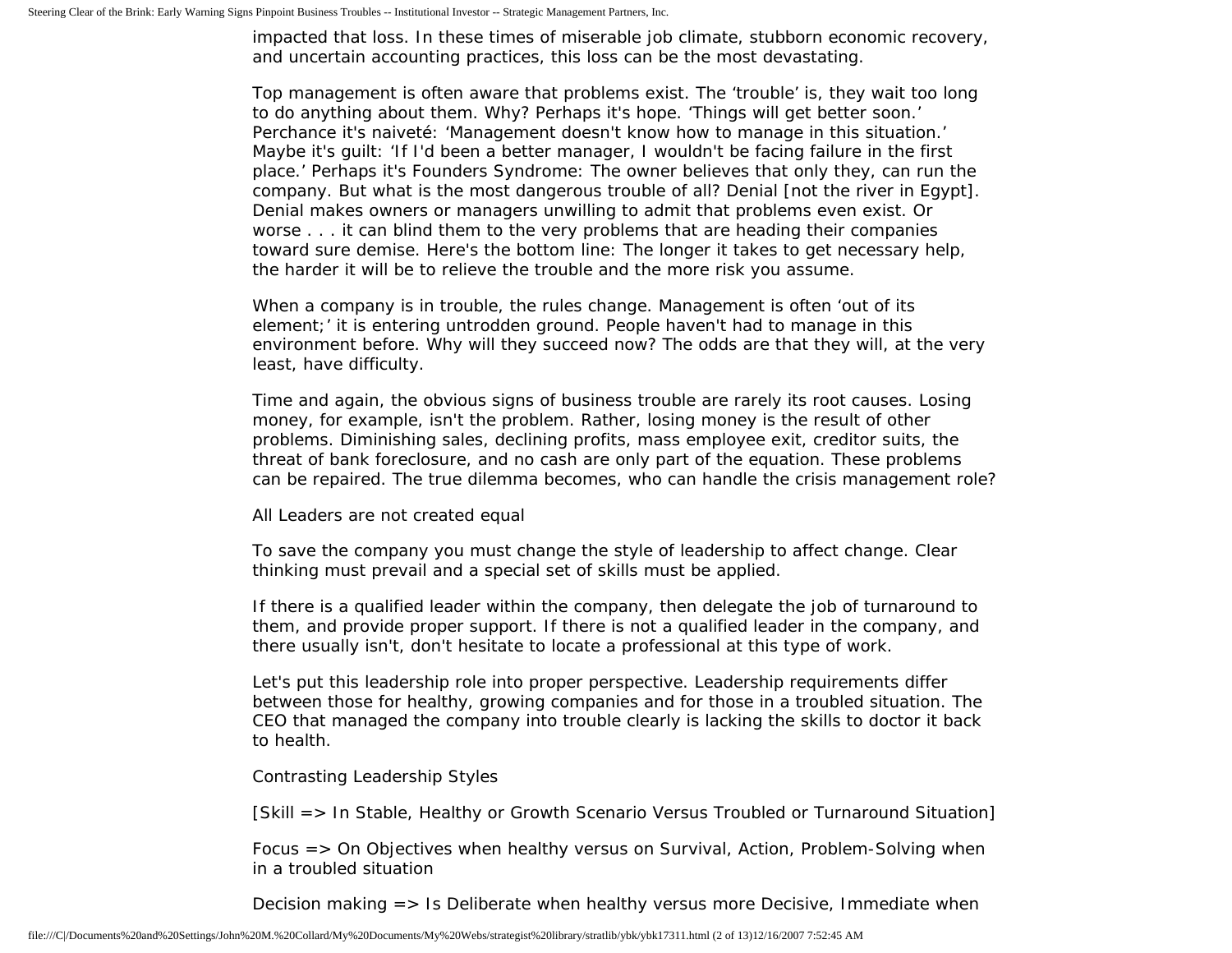impacted that loss. In these times of miserable job climate, stubborn economic recovery, and uncertain accounting practices, this loss can be the most devastating.

Top management is often aware that problems exist. The ‘trouble’ is, they wait too long to do anything about them. Why? Perhaps it's hope. ‘Things will get better soon.’ Perchance it's naiveté: ‘Management doesn't know how to manage in this situation.’ Maybe it's guilt: ‘If I'd been a better manager, I wouldn't be facing failure in the first place.’ Perhaps it's Founders Syndrome: The owner believes that only they, can run the company. But what is the most dangerous trouble of all? Denial [not the river in Egypt]. Denial makes owners or managers unwilling to admit that problems even exist. Or worse . . . it can blind them to the very problems that are heading their companies toward sure demise. Here's the bottom line: The longer it takes to get necessary help, the harder it will be to relieve the trouble and the more risk you assume.

When a company is in trouble, the rules change. Management is often ‘out of its element;’ it is entering untrodden ground. People haven't had to manage in this environment before. Why will they succeed now? The odds are that they will, at the very least, have difficulty.

Time and again, the obvious signs of business trouble are rarely its root causes. Losing money, for example, isn't the problem. Rather, losing money is the result of other problems. Diminishing sales, declining profits, mass employee exit, creditor suits, the threat of bank foreclosure, and no cash are only part of the equation. These problems can be repaired. The true dilemma becomes, who can handle the crisis management role?

All Leaders are not created equal

To save the company you must change the style of leadership to affect change. Clear thinking must prevail and a special set of skills must be applied.

If there is a qualified leader within the company, then delegate the job of turnaround to them, and provide proper support. If there is not a qualified leader in the company, and there usually isn't, don't hesitate to locate a professional at this type of work.

Let's put this leadership role into proper perspective. Leadership requirements differ between those for healthy, growing companies and for those in a troubled situation. The CEO that managed the company into trouble clearly is lacking the skills to doctor it back to health.

Contrasting Leadership Styles

[Skill => In Stable, Healthy or Growth Scenario Versus Troubled or Turnaround Situation]

Focus => On Objectives when healthy versus on Survival, Action, Problem-Solving when in a troubled situation

Decision making => Is Deliberate when healthy versus more Decisive, Immediate when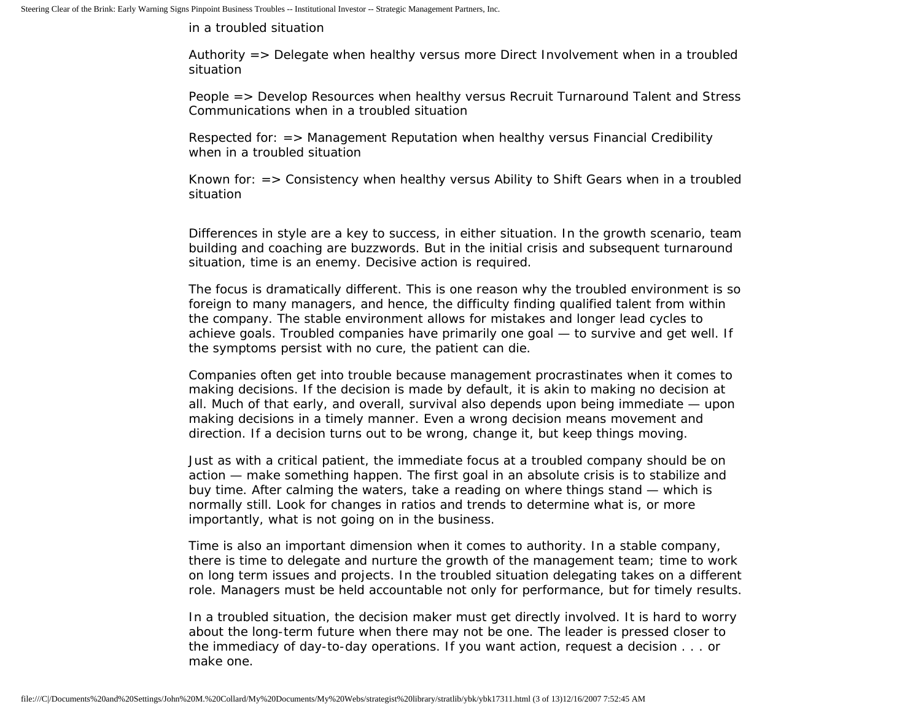in a troubled situation

Authority => Delegate when healthy versus more Direct Involvement when in a troubled situation

People => Develop Resources when healthy versus Recruit Turnaround Talent and Stress Communications when in a troubled situation

Respected for: => Management Reputation when healthy versus Financial Credibility when in a troubled situation

Known for: => Consistency when healthy versus Ability to Shift Gears when in a troubled situation

Differences in style are a key to success, in either situation. In the growth scenario, team building and coaching are buzzwords. But in the initial crisis and subsequent turnaround situation, time is an enemy. Decisive action is required.

The focus is dramatically different. This is one reason why the troubled environment is so foreign to many managers, and hence, the difficulty finding qualified talent from within the company. The stable environment allows for mistakes and longer lead cycles to achieve goals. Troubled companies have primarily one goal — to survive and get well. If the symptoms persist with no cure, the patient can die.

Companies often get into trouble because management procrastinates when it comes to making decisions. If the decision is made by default, it is akin to making no decision at all. Much of that early, and overall, survival also depends upon being immediate — upon making decisions in a timely manner. Even a wrong decision means movement and direction. If a decision turns out to be wrong, change it, but keep things moving.

Just as with a critical patient, the immediate focus at a troubled company should be on action — make something happen. The first goal in an absolute crisis is to stabilize and buy time. After calming the waters, take a reading on where things stand — which is normally still. Look for changes in ratios and trends to determine what is, or more importantly, what is not going on in the business.

Time is also an important dimension when it comes to authority. In a stable company, there is time to delegate and nurture the growth of the management team; time to work on long term issues and projects. In the troubled situation delegating takes on a different role. Managers must be held accountable not only for performance, but for timely results.

In a troubled situation, the decision maker must get directly involved. It is hard to worry about the long-term future when there may not be one. The leader is pressed closer to the immediacy of day-to-day operations. If you want action, request a decision . . . or make one.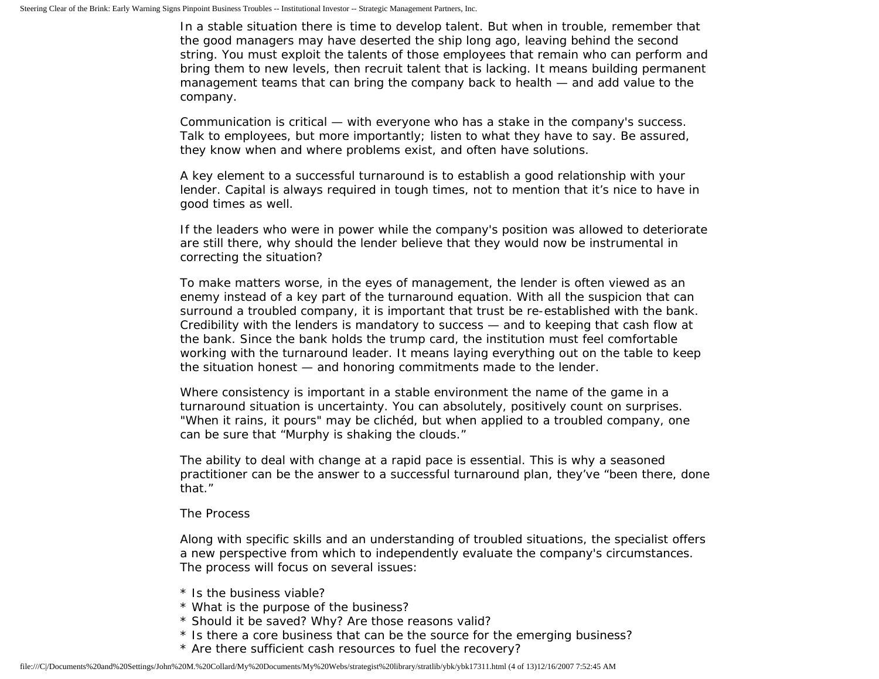In a stable situation there is time to develop talent. But when in trouble, remember that the good managers may have deserted the ship long ago, leaving behind the second string. You must exploit the talents of those employees that remain who can perform and bring them to new levels, then recruit talent that is lacking. It means building permanent management teams that can bring the company back to health — and add value to the company.

Communication is critical — with everyone who has a stake in the company's success. Talk to employees, but more importantly; listen to what they have to say. Be assured, they know when and where problems exist, and often have solutions.

A key element to a successful turnaround is to establish a good relationship with your lender. Capital is always required in tough times, not to mention that it's nice to have in good times as well.

If the leaders who were in power while the company's position was allowed to deteriorate are still there, why should the lender believe that they would now be instrumental in correcting the situation?

To make matters worse, in the eyes of management, the lender is often viewed as an enemy instead of a key part of the turnaround equation. With all the suspicion that can surround a troubled company, it is important that trust be re-established with the bank. Credibility with the lenders is mandatory to success — and to keeping that cash flow at the bank. Since the bank holds the trump card, the institution must feel comfortable working with the turnaround leader. It means laying everything out on the table to keep the situation honest — and honoring commitments made to the lender.

Where consistency is important in a stable environment the name of the game in a turnaround situation is uncertainty. You can absolutely, positively count on surprises. "When it rains, it pours" may be clichéd, but when applied to a troubled company, one can be sure that "Murphy is shaking the clouds."

The ability to deal with change at a rapid pace is essential. This is why a seasoned practitioner can be the answer to a successful turnaround plan, they've "been there, done that."

The Process

Along with specific skills and an understanding of troubled situations, the specialist offers a new perspective from which to independently evaluate the company's circumstances. The process will focus on several issues:

* Is the business viable?
* What is the purpose of the business?
* Should it be saved? Why? Are those reasons valid?
* Is there a core business that can be the source for the emerging business?
* Are there sufficient cash resources to fuel the recovery?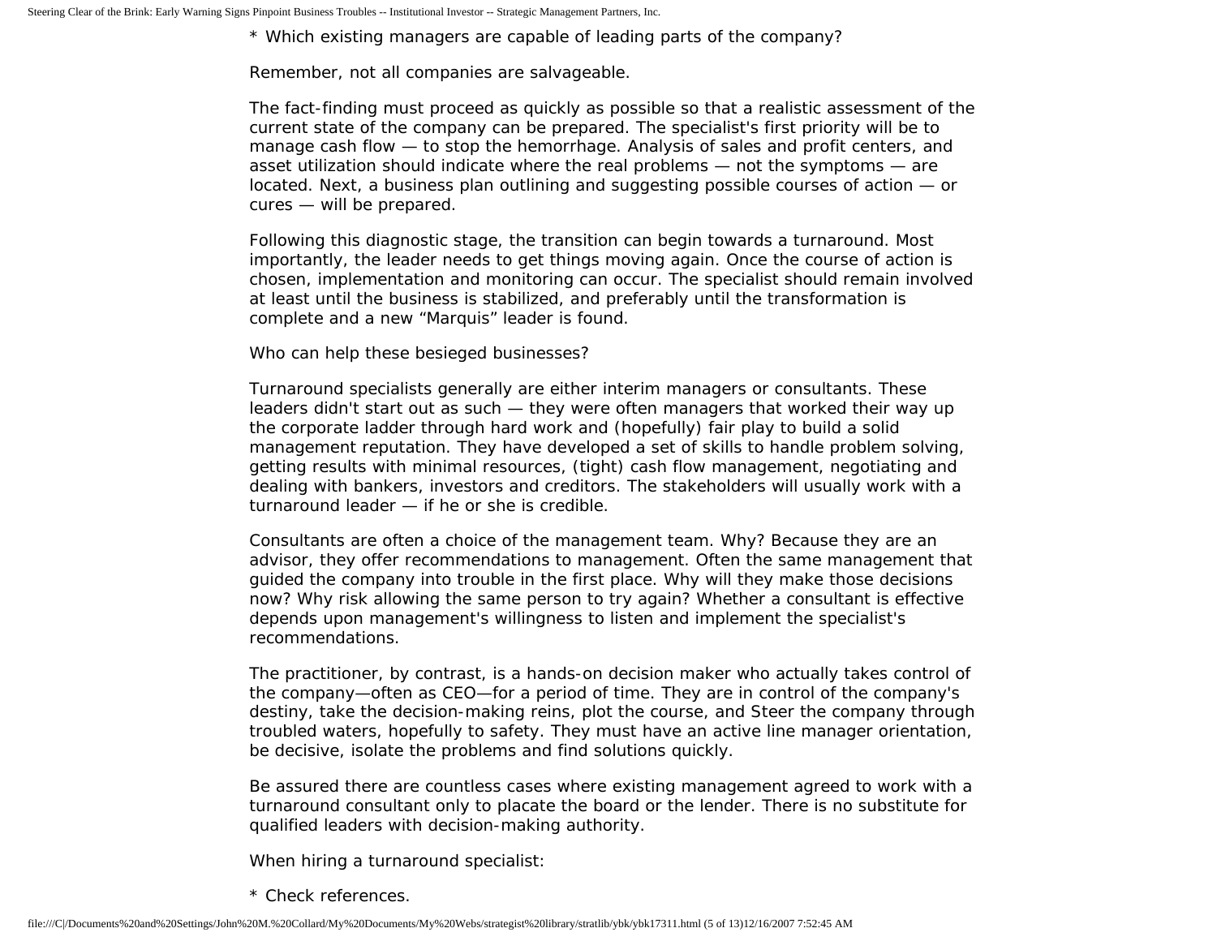* Which existing managers are capable of leading parts of the company?

Remember, not all companies are salvageable.

The fact-finding must proceed as quickly as possible so that a realistic assessment of the current state of the company can be prepared. The specialist's first priority will be to manage cash flow — to stop the hemorrhage. Analysis of sales and profit centers, and asset utilization should indicate where the real problems — not the symptoms — are located. Next, a business plan outlining and suggesting possible courses of action — or cures — will be prepared.

Following this diagnostic stage, the transition can begin towards a turnaround. Most importantly, the leader needs to get things moving again. Once the course of action is chosen, implementation and monitoring can occur. The specialist should remain involved at least until the business is stabilized, and preferably until the transformation is complete and a new “Marquis” leader is found.

Who can help these besieged businesses?

Turnaround specialists generally are either interim managers or consultants. These leaders didn't start out as such — they were often managers that worked their way up the corporate ladder through hard work and (hopefully) fair play to build a solid management reputation. They have developed a set of skills to handle problem solving, getting results with minimal resources, (tight) cash flow management, negotiating and dealing with bankers, investors and creditors. The stakeholders will usually work with a turnaround leader — if he or she is credible.

Consultants are often a choice of the management team. Why? Because they are an advisor, they offer recommendations to management. Often the same management that guided the company into trouble in the first place. Why will they make those decisions now? Why risk allowing the same person to try again? Whether a consultant is effective depends upon management's willingness to listen and implement the specialist's recommendations.

The practitioner, by contrast, is a hands-on decision maker who actually takes control of the company—often as CEO—for a period of time. They are in control of the company's destiny, take the decision-making reins, plot the course, and Steer the company through troubled waters, hopefully to safety. They must have an active line manager orientation, be decisive, isolate the problems and find solutions quickly.

Be assured there are countless cases where existing management agreed to work with a turnaround consultant only to placate the board or the lender. There is no substitute for qualified leaders with decision-making authority.

When hiring a turnaround specialist:

* Check references.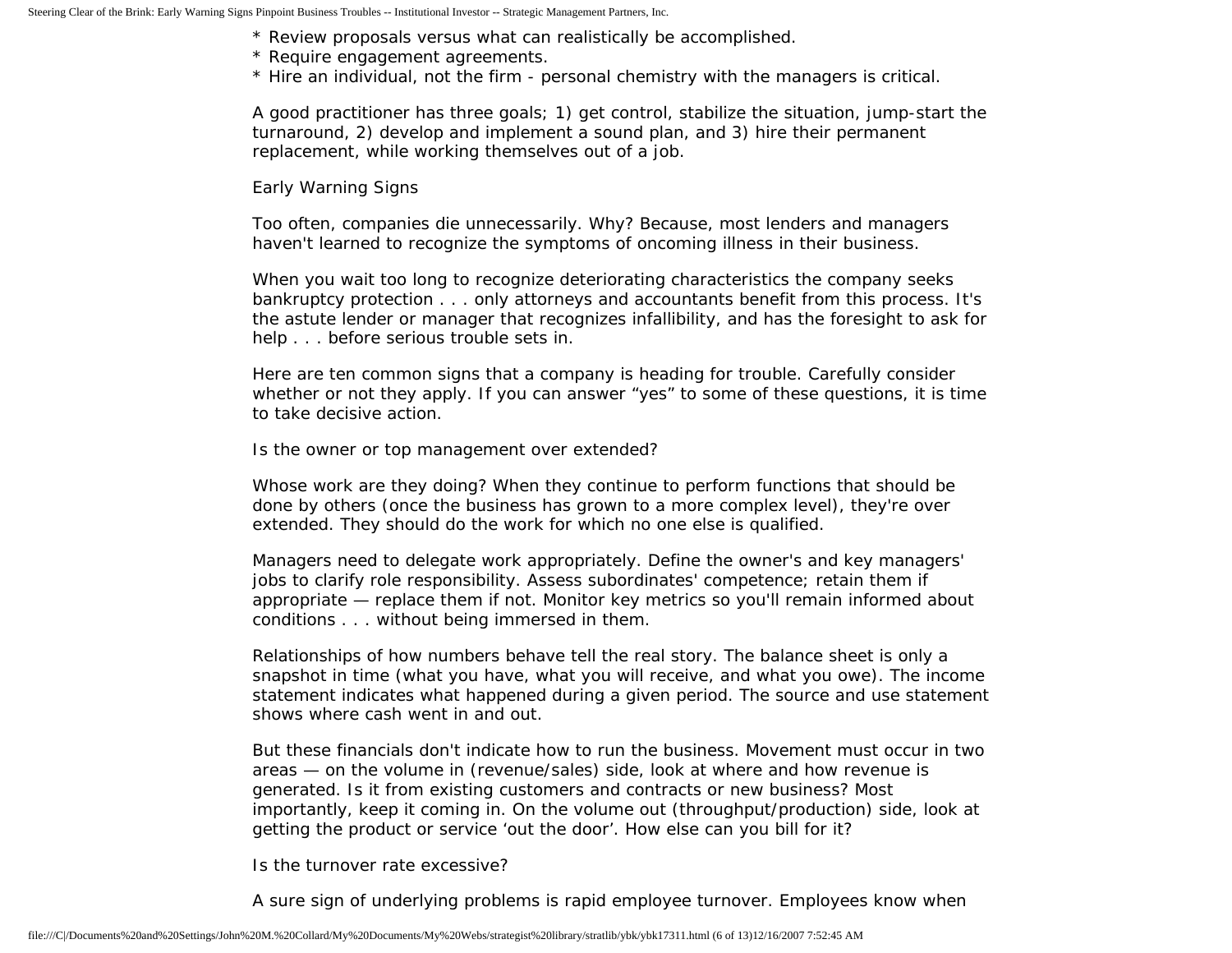* Review proposals versus what can realistically be accomplished.
* Require engagement agreements.
* Hire an individual, not the firm - personal chemistry with the managers is critical.

A good practitioner has three goals; 1) get control, stabilize the situation, jump-start the turnaround, 2) develop and implement a sound plan, and 3) hire their permanent replacement, while working themselves out of a job.

## Early Warning Signs

Too often, companies die unnecessarily. Why? Because, most lenders and managers haven't learned to recognize the symptoms of oncoming illness in their business.

When you wait too long to recognize deteriorating characteristics the company seeks bankruptcy protection . . . only attorneys and accountants benefit from this process. It's the astute lender or manager that recognizes infallibility, and has the foresight to ask for help . . . before serious trouble sets in.

Here are ten common signs that a company is heading for trouble. Carefully consider whether or not they apply. If you can answer “yes” to some of these questions, it is time to take decisive action.

### Is the owner or top management over extended?

Whose work are they doing? When they continue to perform functions that should be done by others (once the business has grown to a more complex level), they're over extended. They should do the work for which no one else is qualified.

Managers need to delegate work appropriately. Define the owner's and key managers' jobs to clarify role responsibility. Assess subordinates' competence; retain them if appropriate — replace them if not. Monitor key metrics so you'll remain informed about conditions . . . without being immersed in them.

Relationships of how numbers behave tell the real story. The balance sheet is only a snapshot in time (what you have, what you will receive, and what you owe). The income statement indicates what happened during a given period. The source and use statement shows where cash went in and out.

But these financials don't indicate how to run the business. Movement must occur in two areas — on the volume in (revenue/sales) side, look at where and how revenue is generated. Is it from existing customers and contracts or new business? Most importantly, keep it coming in. On the volume out (throughput/production) side, look at getting the product or service ‘out the door’. How else can you bill for it?

### Is the turnover rate excessive?

A sure sign of underlying problems is rapid employee turnover. Employees know when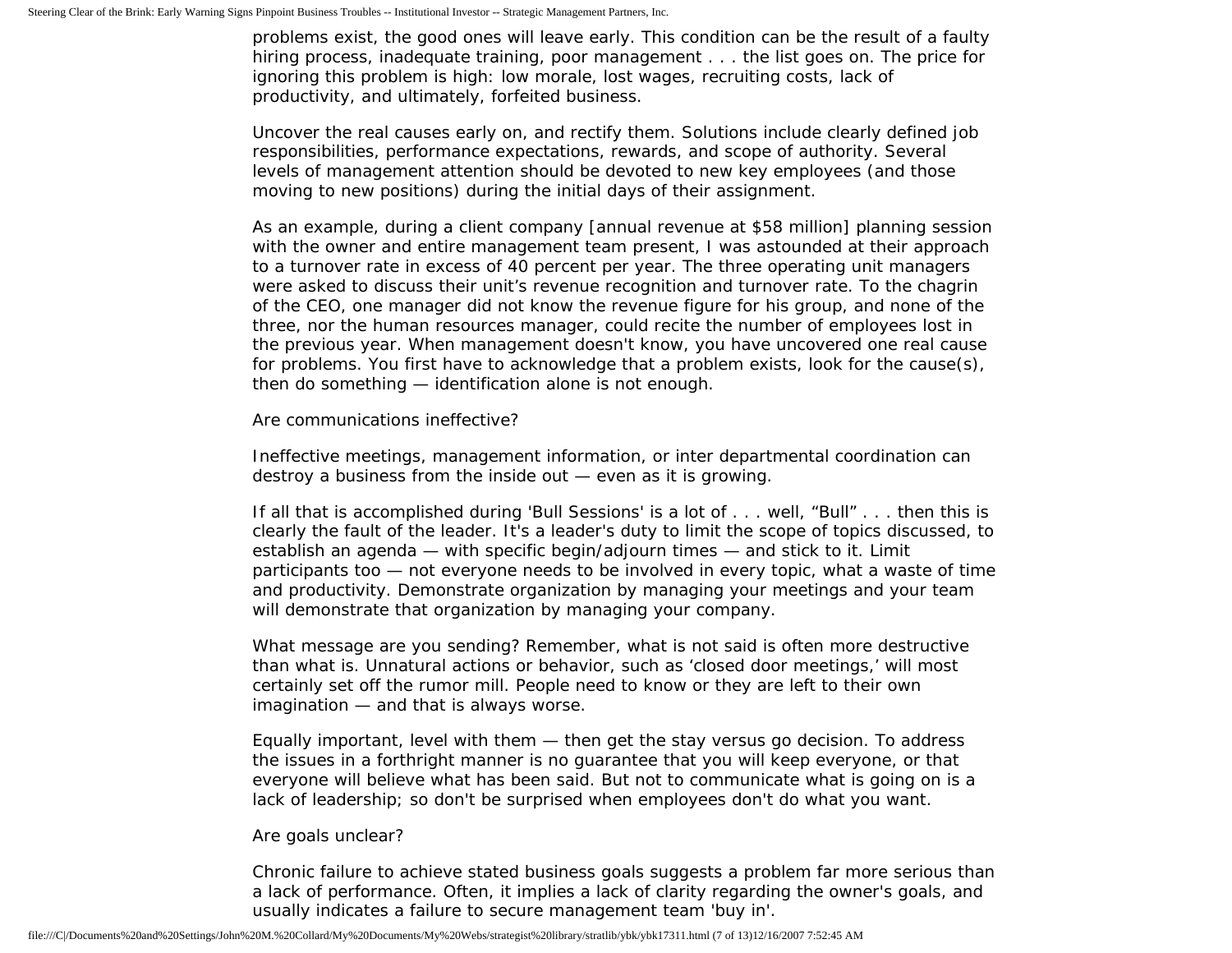problems exist, the good ones will leave early. This condition can be the result of a faulty hiring process, inadequate training, poor management . . . the list goes on. The price for ignoring this problem is high: low morale, lost wages, recruiting costs, lack of productivity, and ultimately, forfeited business.

Uncover the real causes early on, and rectify them. Solutions include clearly defined job responsibilities, performance expectations, rewards, and scope of authority. Several levels of management attention should be devoted to new key employees (and those moving to new positions) during the initial days of their assignment.

As an example, during a client company [annual revenue at $58 million] planning session with the owner and entire management team present, I was astounded at their approach to a turnover rate in excess of 40 percent per year. The three operating unit managers were asked to discuss their unit's revenue recognition and turnover rate. To the chagrin of the CEO, one manager did not know the revenue figure for his group, and none of the three, nor the human resources manager, could recite the number of employees lost in the previous year. When management doesn't know, you have uncovered one real cause for problems. You first have to acknowledge that a problem exists, look for the cause(s), then do something — identification alone is not enough.

Are communications ineffective?

Ineffective meetings, management information, or inter departmental coordination can destroy a business from the inside out — even as it is growing.

If all that is accomplished during 'Bull Sessions' is a lot of . . . well, "Bull" . . . then this is clearly the fault of the leader. It's a leader's duty to limit the scope of topics discussed, to establish an agenda — with specific begin/adjourn times — and stick to it. Limit participants too — not everyone needs to be involved in every topic, what a waste of time and productivity. Demonstrate organization by managing your meetings and your team will demonstrate that organization by managing your company.

What message are you sending? Remember, what is not said is often more destructive than what is. Unnatural actions or behavior, such as 'closed door meetings,' will most certainly set off the rumor mill. People need to know or they are left to their own imagination — and that is always worse.

Equally important, level with them — then get the stay versus go decision. To address the issues in a forthright manner is no guarantee that you will keep everyone, or that everyone will believe what has been said. But not to communicate what is going on is a lack of leadership; so don't be surprised when employees don't do what you want.

Are goals unclear?

Chronic failure to achieve stated business goals suggests a problem far more serious than a lack of performance. Often, it implies a lack of clarity regarding the owner's goals, and usually indicates a failure to secure management team 'buy in'.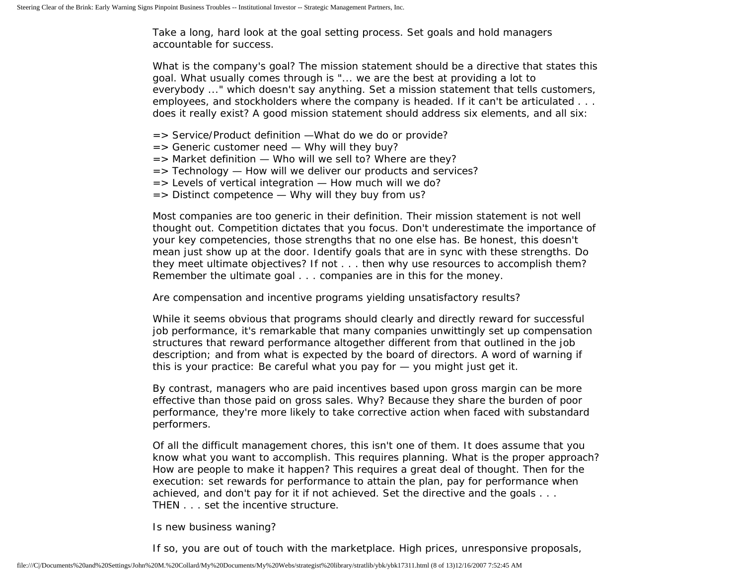Take a long, hard look at the goal setting process. Set goals and hold managers accountable for success.

What is the company's goal? The mission statement should be a directive that states this goal. What usually comes through is "... we are the best at providing a lot to everybody ..." which doesn't say anything. Set a mission statement that tells customers, employees, and stockholders where the company is headed. If it can't be articulated . . . does it really exist? A good mission statement should address six elements, and all six:

=> Service/Product definition —What do we do or provide?
=> Generic customer need — Why will they buy?
=> Market definition — Who will we sell to? Where are they?
=> Technology — How will we deliver our products and services?
=> Levels of vertical integration — How much will we do?
=> Distinct competence — Why will they buy from us?

Most companies are too generic in their definition. Their mission statement is not well thought out. Competition dictates that you focus. Don't underestimate the importance of your key competencies, those strengths that no one else has. Be honest, this doesn't mean just show up at the door. Identify goals that are in sync with these strengths. Do they meet ultimate objectives? If not . . . then why use resources to accomplish them? Remember the ultimate goal . . . companies are in this for the money.

Are compensation and incentive programs yielding unsatisfactory results?

While it seems obvious that programs should clearly and directly reward for successful job performance, it's remarkable that many companies unwittingly set up compensation structures that reward performance altogether different from that outlined in the job description; and from what is expected by the board of directors. A word of warning if this is your practice: Be careful what you pay for — you might just get it.

By contrast, managers who are paid incentives based upon gross margin can be more effective than those paid on gross sales. Why? Because they share the burden of poor performance, they're more likely to take corrective action when faced with substandard performers.

Of all the difficult management chores, this isn't one of them. It does assume that you know what you want to accomplish. This requires planning. What is the proper approach? How are people to make it happen? This requires a great deal of thought. Then for the execution: set rewards for performance to attain the plan, pay for performance when achieved, and don't pay for it if not achieved. Set the directive and the goals . . . THEN . . . set the incentive structure.

Is new business waning?

If so, you are out of touch with the marketplace. High prices, unresponsive proposals,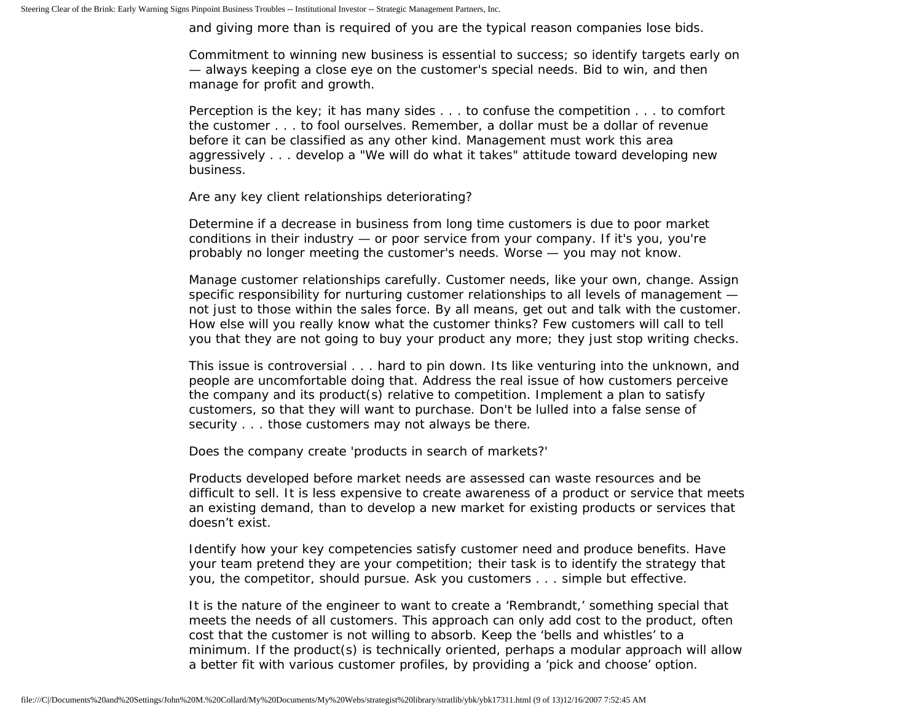and giving more than is required of you are the typical reason companies lose bids.

Commitment to winning new business is essential to success; so identify targets early on — always keeping a close eye on the customer's special needs. Bid to win, and then manage for profit and growth.

Perception is the key; it has many sides . . . to confuse the competition . . . to comfort the customer . . . to fool ourselves. Remember, a dollar must be a dollar of revenue before it can be classified as any other kind. Management must work this area aggressively . . . develop a "We will do what it takes" attitude toward developing new business.

Are any key client relationships deteriorating?

Determine if a decrease in business from long time customers is due to poor market conditions in their industry — or poor service from your company. If it's you, you're probably no longer meeting the customer's needs. Worse — you may not know.

Manage customer relationships carefully. Customer needs, like your own, change. Assign specific responsibility for nurturing customer relationships to all levels of management — not just to those within the sales force. By all means, get out and talk with the customer. How else will you really know what the customer thinks? Few customers will call to tell you that they are not going to buy your product any more; they just stop writing checks.

This issue is controversial . . . hard to pin down. Its like venturing into the unknown, and people are uncomfortable doing that. Address the real issue of how customers perceive the company and its product(s) relative to competition. Implement a plan to satisfy customers, so that they will want to purchase. Don't be lulled into a false sense of security . . . those customers may not always be there.

Does the company create 'products in search of markets?'

Products developed before market needs are assessed can waste resources and be difficult to sell. It is less expensive to create awareness of a product or service that meets an existing demand, than to develop a new market for existing products or services that doesn't exist.

Identify how your key competencies satisfy customer need and produce benefits. Have your team pretend they are your competition; their task is to identify the strategy that you, the competitor, should pursue. Ask you customers . . . simple but effective.

It is the nature of the engineer to want to create a 'Rembrandt,' something special that meets the needs of all customers. This approach can only add cost to the product, often cost that the customer is not willing to absorb. Keep the 'bells and whistles' to a minimum. If the product(s) is technically oriented, perhaps a modular approach will allow a better fit with various customer profiles, by providing a 'pick and choose' option.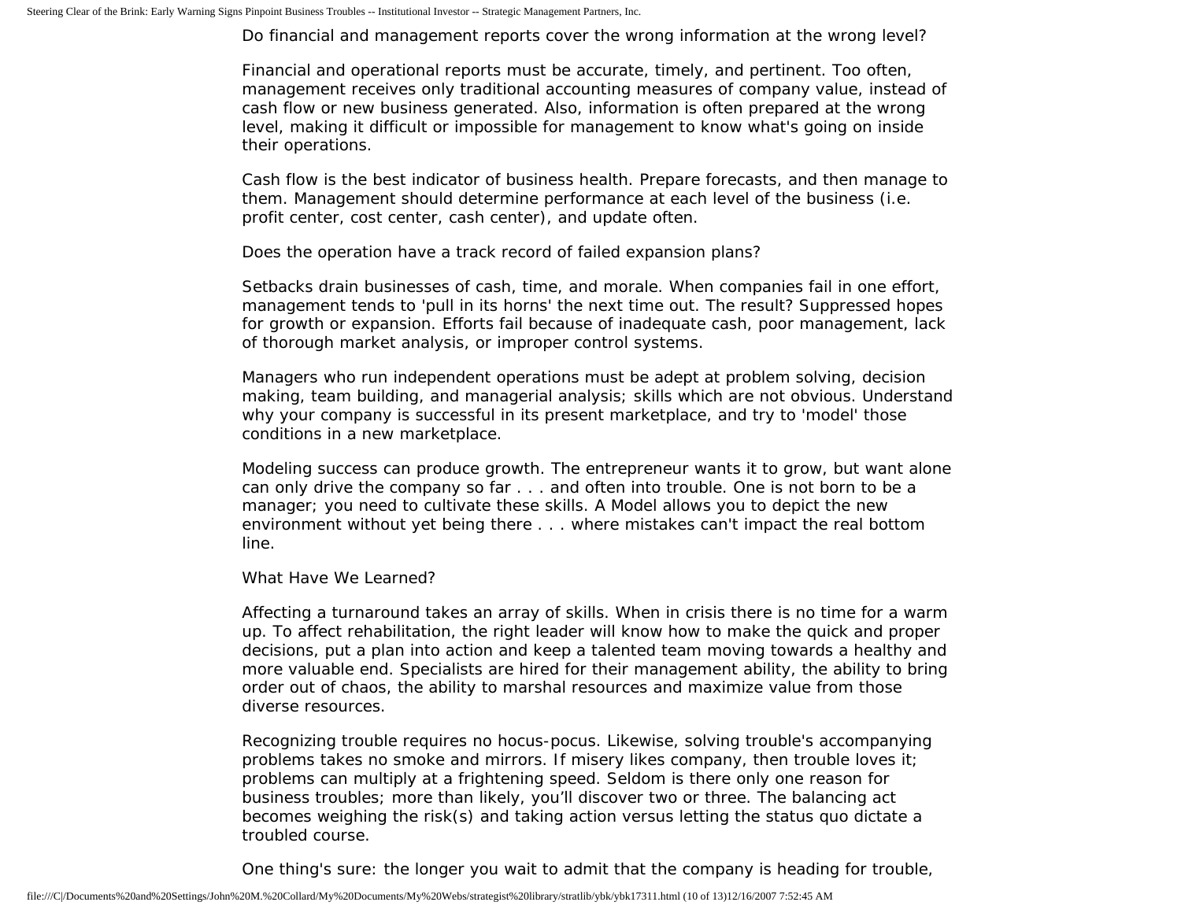Do financial and management reports cover the wrong information at the wrong level?

Financial and operational reports must be accurate, timely, and pertinent. Too often, management receives only traditional accounting measures of company value, instead of cash flow or new business generated. Also, information is often prepared at the wrong level, making it difficult or impossible for management to know what's going on inside their operations.

Cash flow is the best indicator of business health. Prepare forecasts, and then manage to them. Management should determine performance at each level of the business (i.e. profit center, cost center, cash center), and update often.

Does the operation have a track record of failed expansion plans?

Setbacks drain businesses of cash, time, and morale. When companies fail in one effort, management tends to 'pull in its horns' the next time out. The result? Suppressed hopes for growth or expansion. Efforts fail because of inadequate cash, poor management, lack of thorough market analysis, or improper control systems.

Managers who run independent operations must be adept at problem solving, decision making, team building, and managerial analysis; skills which are not obvious. Understand why your company is successful in its present marketplace, and try to 'model' those conditions in a new marketplace.

Modeling success can produce growth. The entrepreneur wants it to grow, but want alone can only drive the company so far . . . and often into trouble. One is not born to be a manager; you need to cultivate these skills. A Model allows you to depict the new environment without yet being there . . . where mistakes can't impact the real bottom line.

What Have We Learned?

Affecting a turnaround takes an array of skills. When in crisis there is no time for a warm up. To affect rehabilitation, the right leader will know how to make the quick and proper decisions, put a plan into action and keep a talented team moving towards a healthy and more valuable end. Specialists are hired for their management ability, the ability to bring order out of chaos, the ability to marshal resources and maximize value from those diverse resources.

Recognizing trouble requires no hocus-pocus. Likewise, solving trouble's accompanying problems takes no smoke and mirrors. If misery likes company, then trouble loves it; problems can multiply at a frightening speed. Seldom is there only one reason for business troubles; more than likely, you'll discover two or three. The balancing act becomes weighing the risk(s) and taking action versus letting the status quo dictate a troubled course.

One thing's sure: the longer you wait to admit that the company is heading for trouble,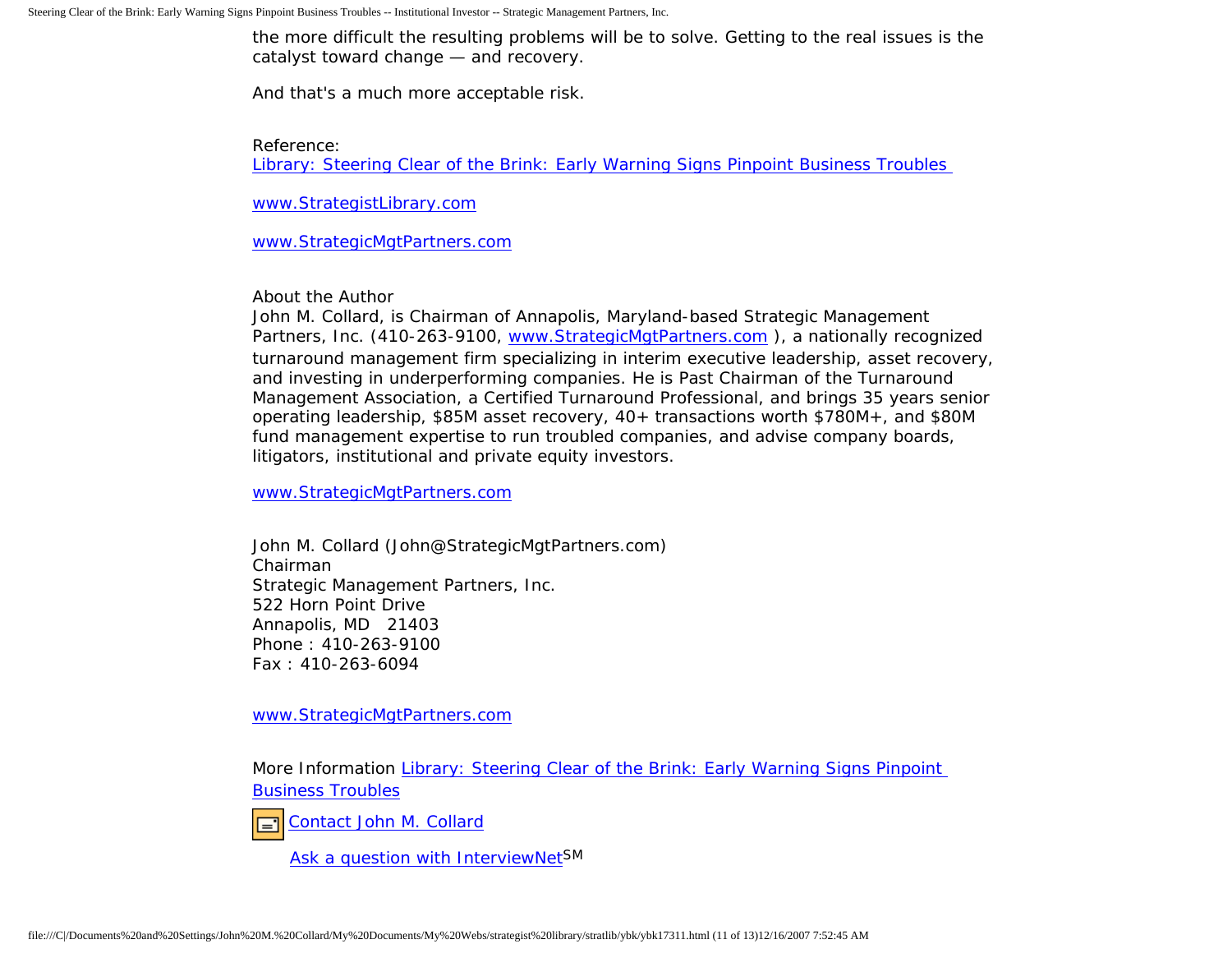the more difficult the resulting problems will be to solve. Getting to the real issues is the catalyst toward change — and recovery.

And that's a much more acceptable risk.

Reference:
[Library: Steering Clear of the Brink: Early Warning Signs Pinpoint Business Troubles](#)

[www.StrategistLibrary.com](#)

[www.StrategicMgtPartners.com](#)

About the Author
John M. Collard, is Chairman of Annapolis, Maryland-based Strategic Management Partners, Inc. (410-263-9100, [www.StrategicMgtPartners.com](#) ), a nationally recognized turnaround management firm specializing in interim executive leadership, asset recovery, and investing in underperforming companies. He is Past Chairman of the Turnaround Management Association, a Certified Turnaround Professional, and brings 35 years senior operating leadership, $85M asset recovery, 40+ transactions worth $780M+, and $80M fund management expertise to run troubled companies, and advise company boards, litigators, institutional and private equity investors.

[www.StrategicMgtPartners.com](#)

John M. Collard (John@StrategicMgtPartners.com)
Chairman
Strategic Management Partners, Inc.
522 Horn Point Drive
Annapolis, MD 21403
Phone : 410-263-9100
Fax : 410-263-6094

[www.StrategicMgtPartners.com](#)

More Information [Library: Steering Clear of the Brink: Early Warning Signs Pinpoint Business Troubles](#)

[Contact John M. Collard](#)

[Ask a question with InterviewNet](#)SM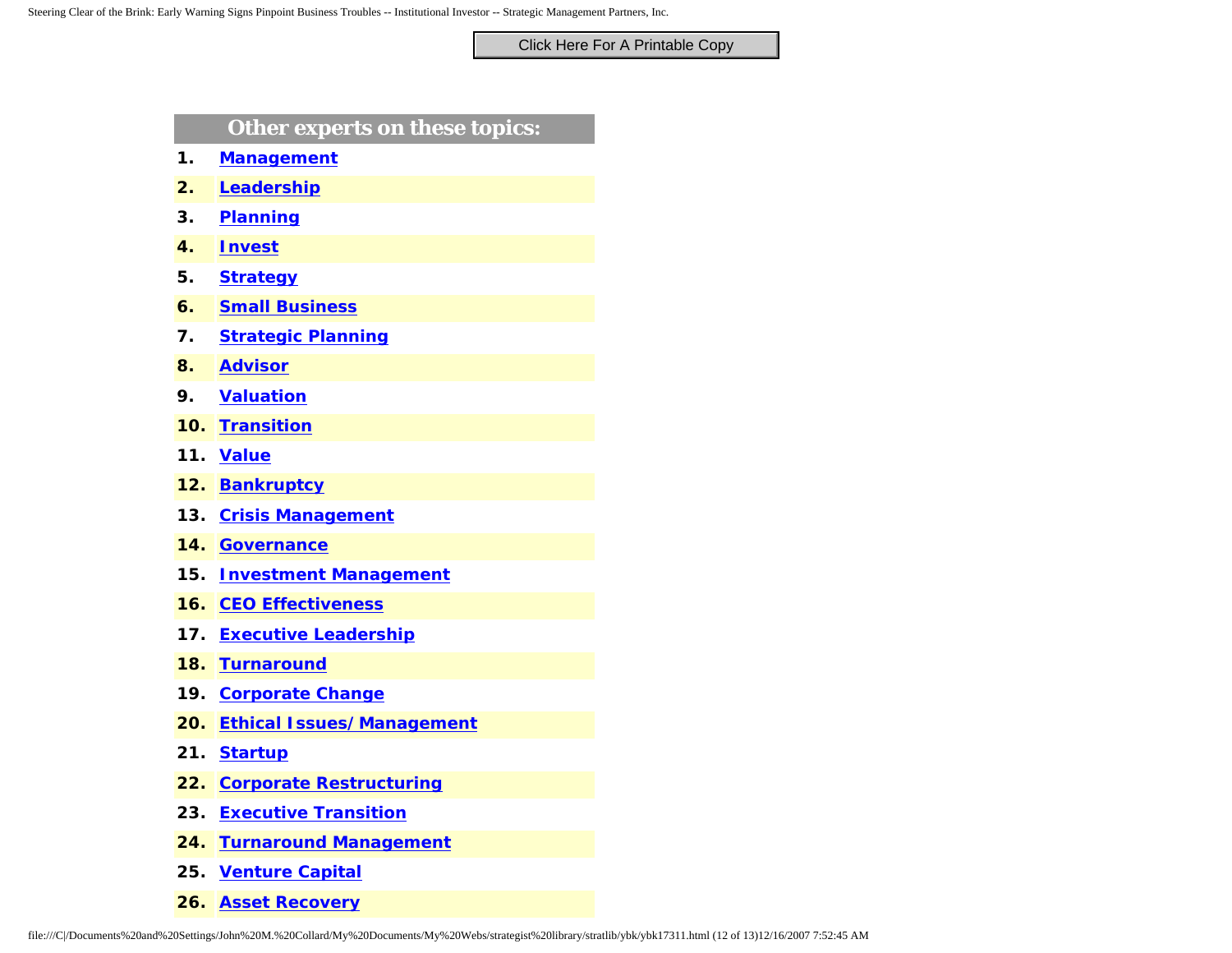Click Here For A Printable Copy

## Other experts on these topics:

1. Management
2. Leadership
3. Planning
4. Invest
5. Strategy
6. Small Business
7. Strategic Planning
8. Advisor
9. Valuation
10. Transition
11. Value
12. Bankruptcy
13. Crisis Management
14. Governance
15. Investment Management
16. CEO Effectiveness
17. Executive Leadership
18. Turnaround
19. Corporate Change
20. Ethical Issues/ Management
21. Startup
22. Corporate Restructuring
23. Executive Transition
24. Turnaround Management
25. Venture Capital
26. Asset Recovery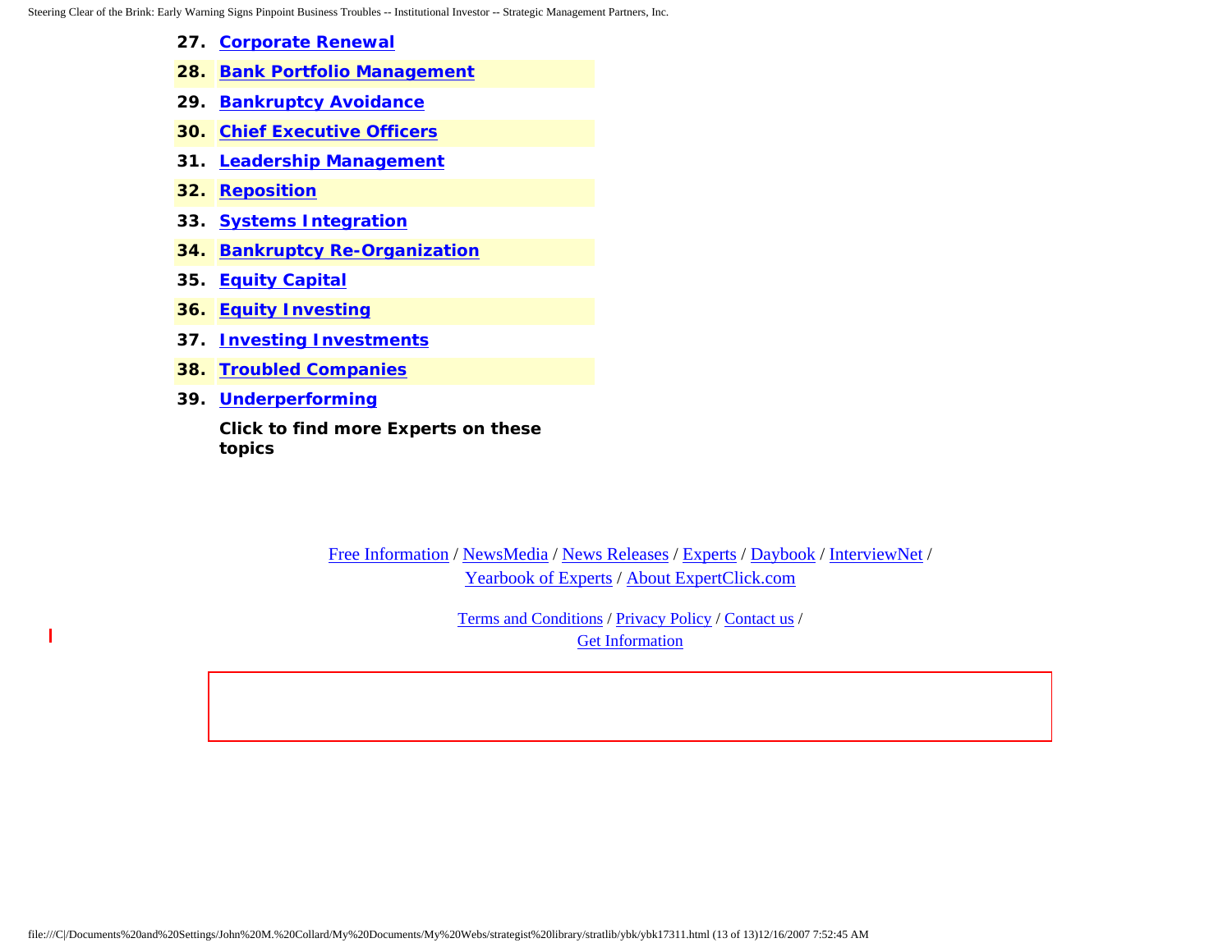27. Corporate Renewal
28. Bank Portfolio Management
29. Bankruptcy Avoidance
30. Chief Executive Officers
31. Leadership Management
32. Reposition
33. Systems Integration
34. Bankruptcy Re-Organization
35. Equity Capital
36. Equity Investing
37. Investing Investments
38. Troubled Companies
39. Underperforming

**Click to find more Experts on these topics**

Free Information / NewsMedia / News Releases / Experts / Daybook / InterviewNet / Yearbook of Experts / About ExpertClick.com

Terms and Conditions / Privacy Policy / Contact us / Get Information